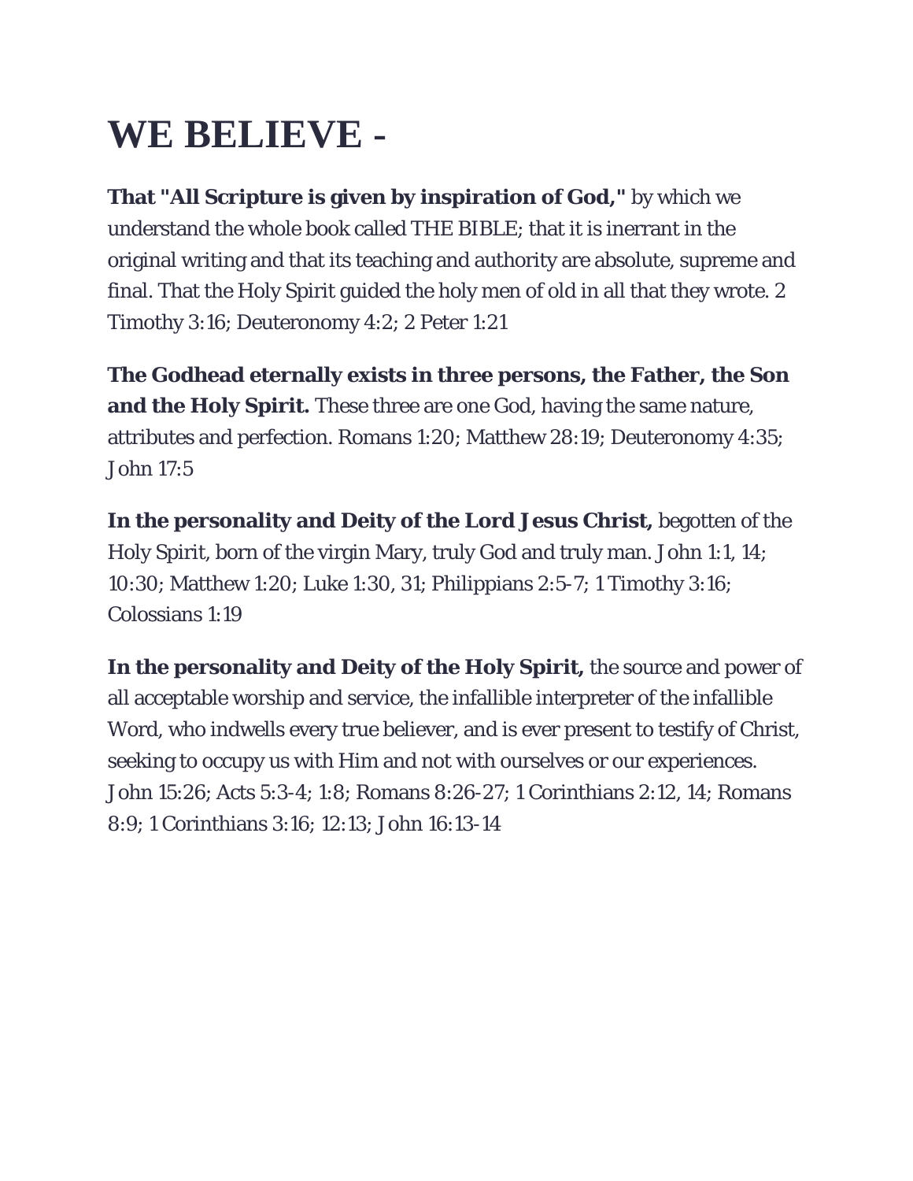# WE BELIEVE -

**That "All Scripture is given by inspiration of God,"** by which we understand the whole book called THE BIBLE; that it is inerrant in the original writing and that its teaching and authority are absolute, supreme and final. That the Holy Spirit guided the holy men of old in all that they wrote. 2 Timothy 3:16; Deuteronomy 4:2; 2 Peter 1:21

**The Godhead eternally exists in three persons, the Father, the Son and the Holy Spirit.** These three are one God, having the same nature, attributes and perfection. Romans 1:20; Matthew 28:19; Deuteronomy 4:35; John 17:5

**In the personality and Deity of the Lord Jesus Christ,** begotten of the Holy Spirit, born of the virgin Mary, truly God and truly man. John 1:1, 14; 10:30; Matthew 1:20; Luke 1:30, 31; Philippians 2:5-7; 1 Timothy 3:16; Colossians 1:19

**In the personality and Deity of the Holy Spirit,** the source and power of all acceptable worship and service, the infallible interpreter of the infallible Word, who indwells every true believer, and is ever present to testify of Christ, seeking to occupy us with Him and not with ourselves or our experiences. John 15:26; Acts 5:3-4; 1:8; Romans 8:26-27; 1 Corinthians 2:12, 14; Romans 8:9; 1 Corinthians 3:16; 12:13; John 16:13-14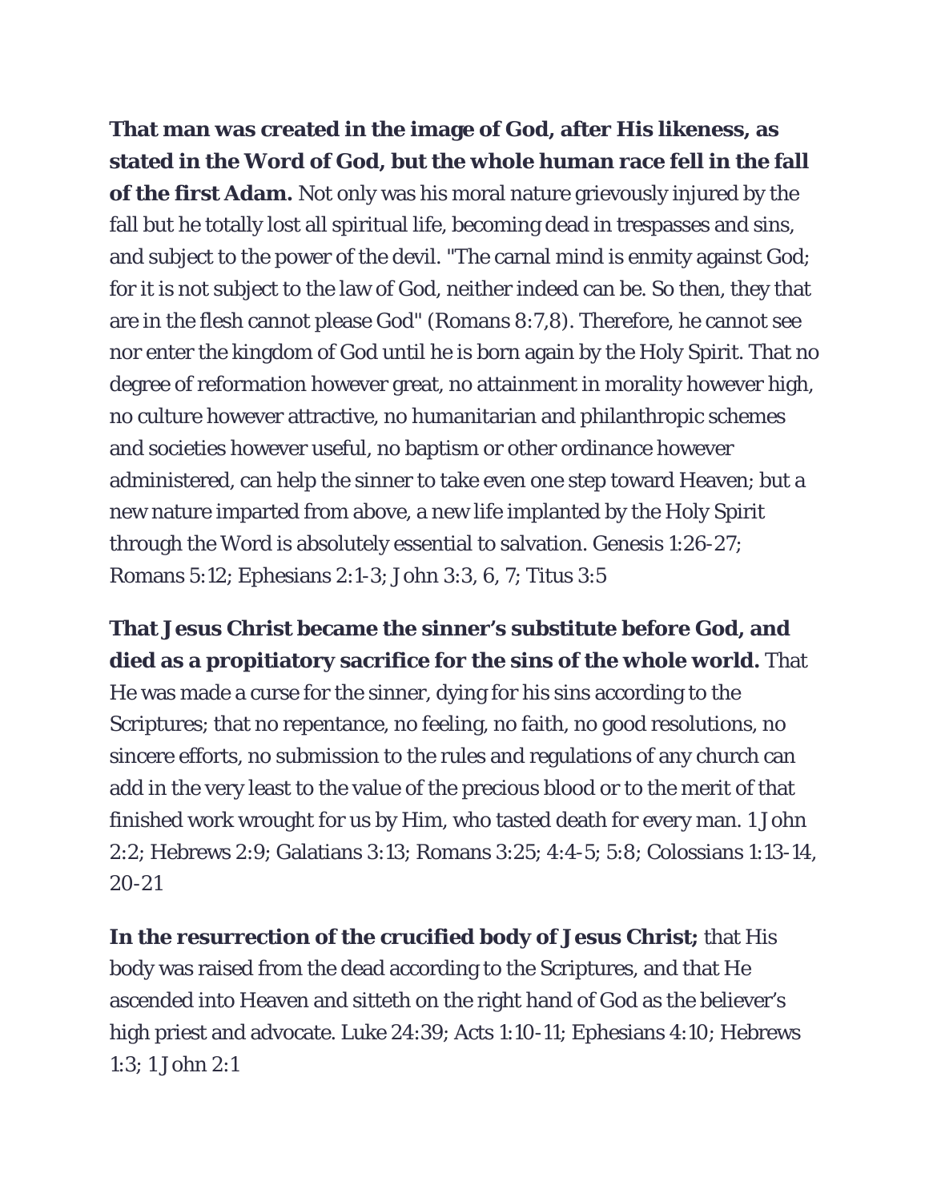**That man was created in the image of God, after His likeness, as stated in the Word of God, but the whole human race fell in the fall of the first Adam.** Not only was his moral nature grievously injured by the fall but he totally lost all spiritual life, becoming dead in trespasses and sins, and subject to the power of the devil. "The carnal mind is enmity against God; for it is not subject to the law of God, neither indeed can be. So then, they that are in the flesh cannot please God" (Romans 8:7,8). Therefore, he cannot see nor enter the kingdom of God until he is born again by the Holy Spirit. That no degree of reformation however great, no attainment in morality however high, no culture however attractive, no humanitarian and philanthropic schemes and societies however useful, no baptism or other ordinance however administered, can help the sinner to take even one step toward Heaven; but a new nature imparted from above, a new life implanted by the Holy Spirit through the Word is absolutely essential to salvation. Genesis 1:26-27; Romans 5:12; Ephesians 2:1-3; John 3:3, 6, 7; Titus 3:5

**That Jesus Christ became the sinner's substitute before God, and died as a propitiatory sacrifice for the sins of the whole world.** That He was made a curse for the sinner, dying for his sins according to the Scriptures; that no repentance, no feeling, no faith, no good resolutions, no sincere efforts, no submission to the rules and regulations of any church can add in the very least to the value of the precious blood or to the merit of that finished work wrought for us by Him, who tasted death for every man. 1 John 2:2; Hebrews 2:9; Galatians 3:13; Romans 3:25; 4:4-5; 5:8; Colossians 1:13-14, 20-21

**In the resurrection of the crucified body of Jesus Christ;** that His body was raised from the dead according to the Scriptures, and that He ascended into Heaven and sitteth on the right hand of God as the believer's high priest and advocate. Luke 24:39; Acts 1:10-11; Ephesians 4:10; Hebrews 1:3; 1 John 2:1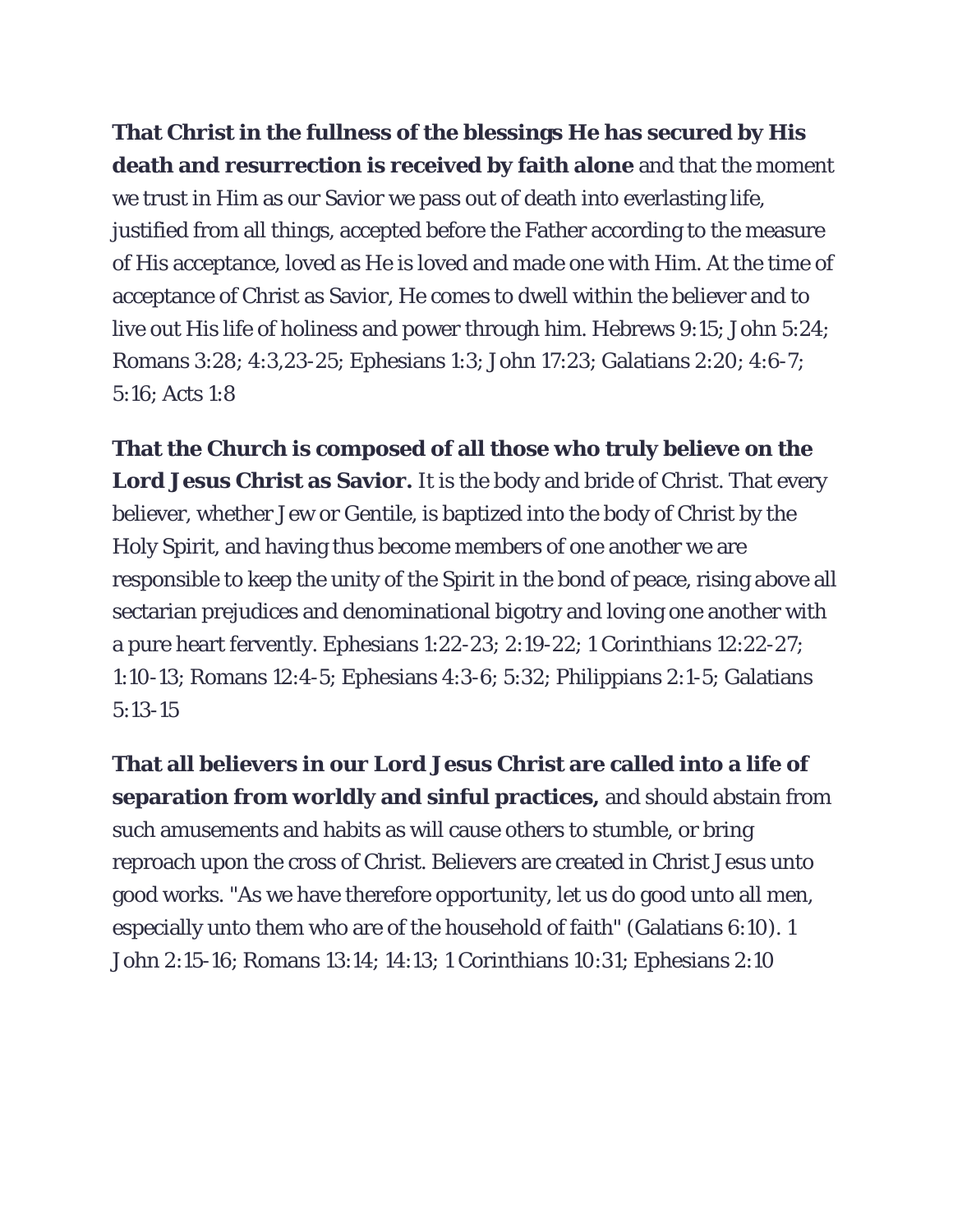**That Christ in the fullness of the blessings He has secured by His death and resurrection is received by faith alone** and that the moment we trust in Him as our Savior we pass out of death into everlasting life, justified from all things, accepted before the Father according to the measure of His acceptance, loved as He is loved and made one with Him. At the time of acceptance of Christ as Savior, He comes to dwell within the believer and to live out His life of holiness and power through him. Hebrews 9:15; John 5:24; Romans 3:28; 4:3,23-25; Ephesians 1:3; John 17:23; Galatians 2:20; 4:6-7; 5:16; Acts 1:8

**That the Church is composed of all those who truly believe on the Lord Jesus Christ as Savior.** It is the body and bride of Christ. That every believer, whether Jew or Gentile, is baptized into the body of Christ by the Holy Spirit, and having thus become members of one another we are responsible to keep the unity of the Spirit in the bond of peace, rising above all sectarian prejudices and denominational bigotry and loving one another with a pure heart fervently. Ephesians 1:22-23; 2:19-22; 1 Corinthians 12:22-27; 1:10-13; Romans 12:4-5; Ephesians 4:3-6; 5:32; Philippians 2:1-5; Galatians 5:13-15

**That all believers in our Lord Jesus Christ are called into a life of separation from worldly and sinful practices,** and should abstain from such amusements and habits as will cause others to stumble, or bring reproach upon the cross of Christ. Believers are created in Christ Jesus unto good works. "As we have therefore opportunity, let us do good unto all men, especially unto them who are of the household of faith" (Galatians 6:10). 1 John 2:15-16; Romans 13:14; 14:13; 1 Corinthians 10:31; Ephesians 2:10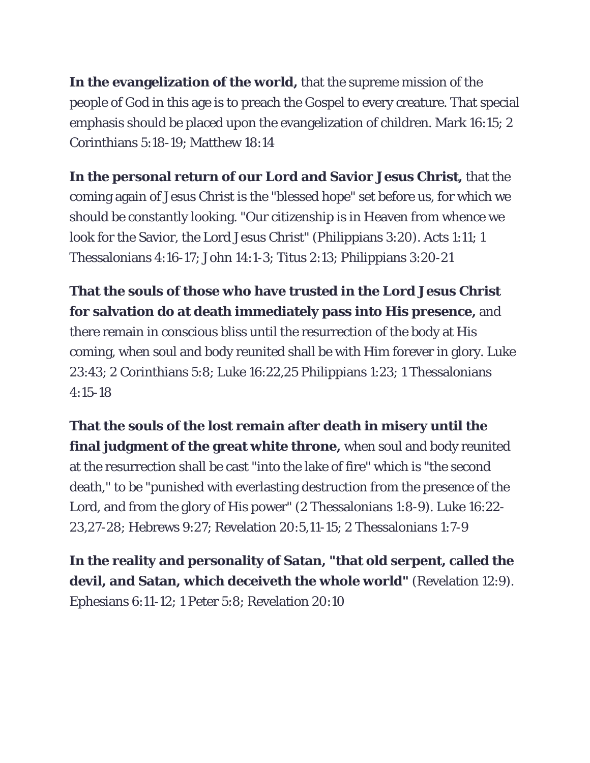**In the evangelization of the world,** that the supreme mission of the people of God in this age is to preach the Gospel to every creature. That special emphasis should be placed upon the evangelization of children. Mark 16:15; 2 Corinthians 5:18-19; Matthew 18:14

**In the personal return of our Lord and Savior Jesus Christ,** that the coming again of Jesus Christ is the "blessed hope" set before us, for which we should be constantly looking. "Our citizenship is in Heaven from whence we look for the Savior, the Lord Jesus Christ" (Philippians 3:20). Acts 1:11; 1 Thessalonians 4:16-17; John 14:1-3; Titus 2:13; Philippians 3:20-21

**That the souls of those who have trusted in the Lord Jesus Christ for salvation do at death immediately pass into His presence,** and there remain in conscious bliss until the resurrection of the body at His coming, when soul and body reunited shall be with Him forever in glory. Luke 23:43; 2 Corinthians 5:8; Luke 16:22,25 Philippians 1:23; 1 Thessalonians 4:15-18

**That the souls of the lost remain after death in misery until the final judgment of the great white throne,** when soul and body reunited at the resurrection shall be cast "into the lake of fire" which is "the second death," to be "punished with everlasting destruction from the presence of the Lord, and from the glory of His power" (2 Thessalonians 1:8-9). Luke 16:22-23,27-28; Hebrews 9:27; Revelation 20:5,11-15; 2 Thessalonians 1:7-9

**In the reality and personality of Satan, "that old serpent, called the devil, and Satan, which deceiveth the whole world"** (Revelation 12:9). Ephesians 6:11-12; 1 Peter 5:8; Revelation 20:10